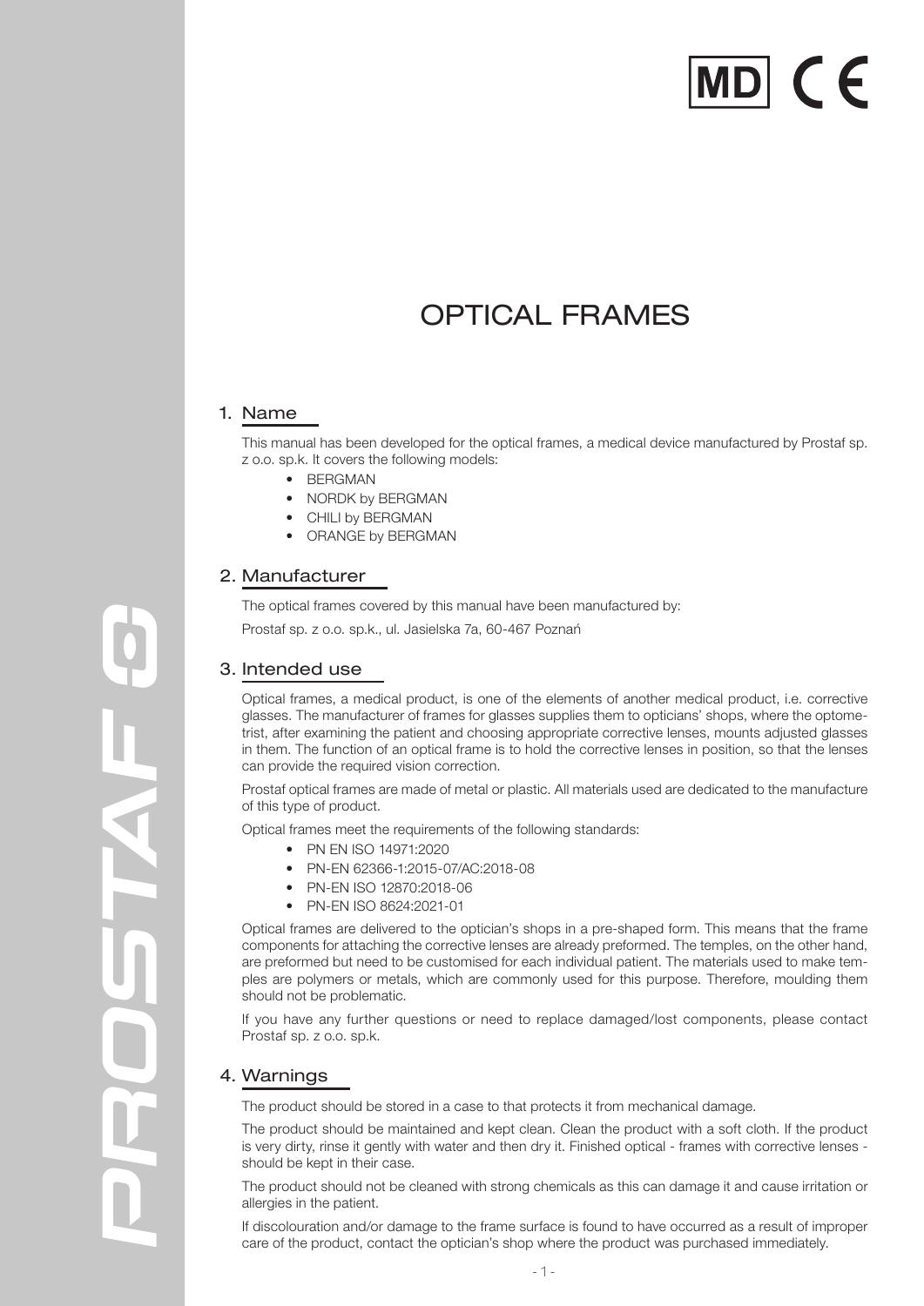MD CE

# OPTICAL FRAMES

## 1. Name

This manual has been developed for the optical frames, a medical device manufactured by Prostaf sp. z o.o. sp.k. It covers the following models:

- BERGMAN
- NORDK by BERGMAN
- CHILI by BERGMAN
- ORANGE by BERGMAN

## 2. Manufacturer

The optical frames covered by this manual have been manufactured by:

Prostaf sp. z o.o. sp.k., ul. Jasielska 7a, 60-467 Poznań

## 3. Intended use

Optical frames, a medical product, is one of the elements of another medical product, i.e. corrective glasses. The manufacturer of frames for glasses supplies them to opticians' shops, where the optometrist, after examining the patient and choosing appropriate corrective lenses, mounts adjusted glasses in them. The function of an optical frame is to hold the corrective lenses in position, so that the lenses can provide the required vision correction.

Prostaf optical frames are made of metal or plastic. All materials used are dedicated to the manufacture of this type of product.

Optical frames meet the requirements of the following standards:

- PN EN ISO 14971:2020
- PN-EN 62366-1:2015-07/AC:2018-08
- PN-EN ISO 12870:2018-06
- PN-EN ISO 8624:2021-01

Optical frames are delivered to the optician's shops in a pre-shaped form. This means that the frame components for attaching the corrective lenses are already preformed. The temples, on the other hand, are preformed but need to be customised for each individual patient. The materials used to make temples are polymers or metals, which are commonly used for this purpose. Therefore, moulding them should not be problematic.

If you have any further questions or need to replace damaged/lost components, please contact Prostaf sp. z o.o. sp.k.

## 4. Warnings

The product should be stored in a case to that protects it from mechanical damage.

The product should be maintained and kept clean. Clean the product with a soft cloth. If the product is very dirty, rinse it gently with water and then dry it. Finished optical - frames with corrective lenses - should be kept in their case.

The product should not be cleaned with strong chemicals as this can damage it and cause irritation or allergies in the patient.

If discolouration and/or damage to the frame surface is found to have occurred as a result of improper care of the product, contact the optician's shop where the product was purchased immediately.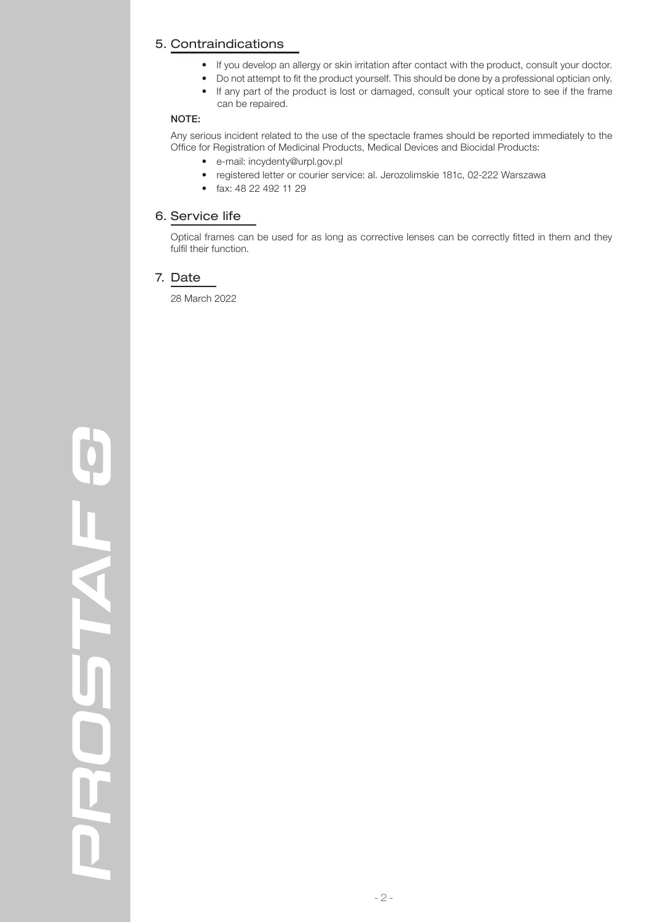## 5. Contraindications

- If you develop an allergy or skin irritation after contact with the product, consult your doctor.
- Do not attempt to fit the product yourself. This should be done by a professional optician only.
- If any part of the product is lost or damaged, consult your optical store to see if the frame can be repaired.

**NOTE:**

Any serious incident related to the use of the spectacle frames should be reported immediately to the Office for Registration of Medicinal Products, Medical Devices and Biocidal Products:

- e-mail: incydenty@urpl.gov.pl
- registered letter or courier service: al. Jerozolimskie 181c, 02-222 Warszawa
- fax: 48 22 492 11 29

## 6. Service life

Optical frames can be used for as long as corrective lenses can be correctly fitted in them and they fulfil their function.

## 7. Date

28 March 2022

PROSTAF